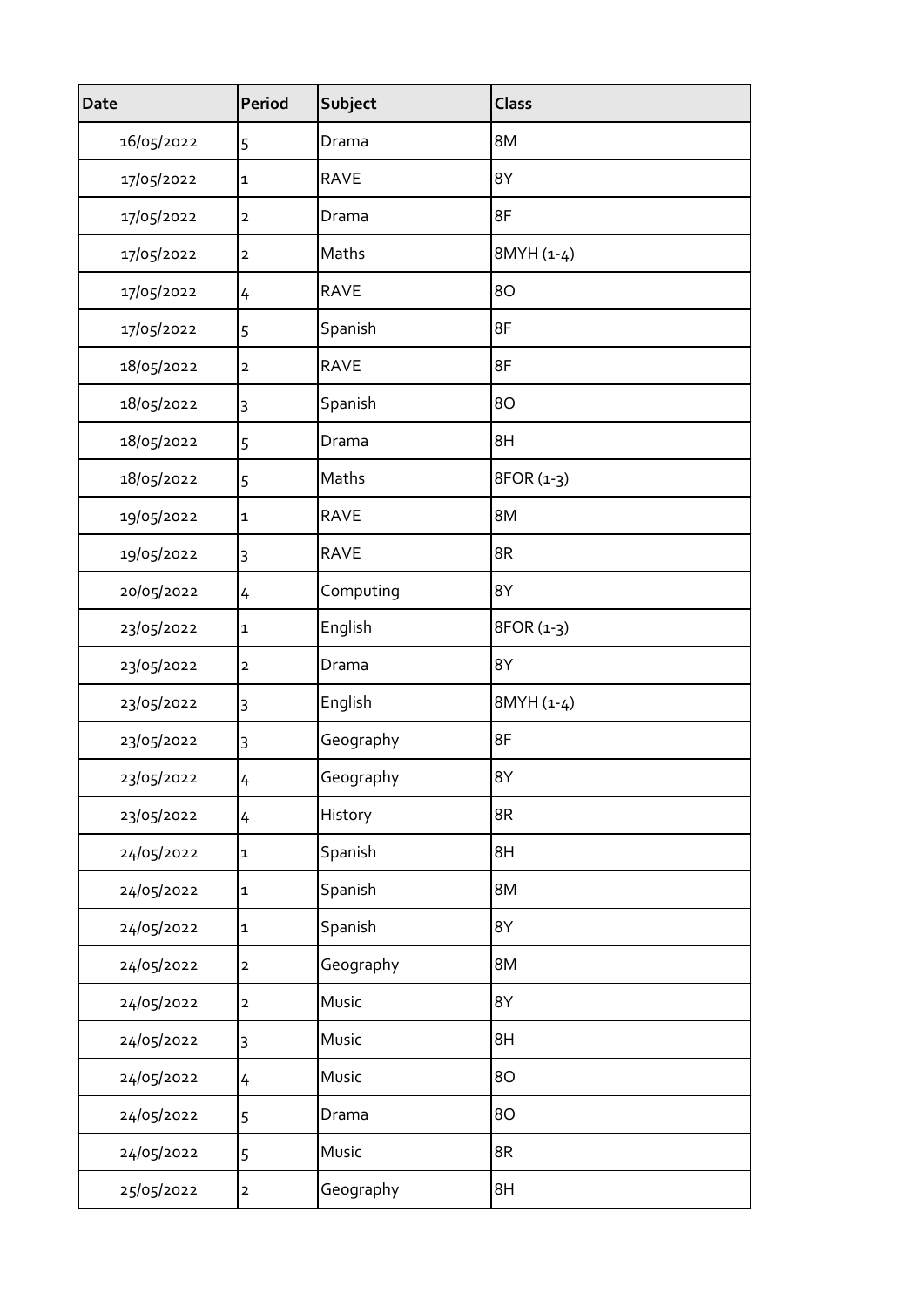| Date | Period | Subject | Class |
| --- | --- | --- | --- |
| 16/05/2022 | 5 | Drama | 8M |
| 17/05/2022 | 1 | RAVE | 8Y |
| 17/05/2022 | 2 | Drama | 8F |
| 17/05/2022 | 2 | Maths | 8MYH (1-4) |
| 17/05/2022 | 4 | RAVE | 8O |
| 17/05/2022 | 5 | Spanish | 8F |
| 18/05/2022 | 2 | RAVE | 8F |
| 18/05/2022 | 3 | Spanish | 8O |
| 18/05/2022 | 5 | Drama | 8H |
| 18/05/2022 | 5 | Maths | 8FOR (1-3) |
| 19/05/2022 | 1 | RAVE | 8M |
| 19/05/2022 | 3 | RAVE | 8R |
| 20/05/2022 | 4 | Computing | 8Y |
| 23/05/2022 | 1 | English | 8FOR (1-3) |
| 23/05/2022 | 2 | Drama | 8Y |
| 23/05/2022 | 3 | English | 8MYH (1-4) |
| 23/05/2022 | 3 | Geography | 8F |
| 23/05/2022 | 4 | Geography | 8Y |
| 23/05/2022 | 4 | History | 8R |
| 24/05/2022 | 1 | Spanish | 8H |
| 24/05/2022 | 1 | Spanish | 8M |
| 24/05/2022 | 1 | Spanish | 8Y |
| 24/05/2022 | 2 | Geography | 8M |
| 24/05/2022 | 2 | Music | 8Y |
| 24/05/2022 | 3 | Music | 8H |
| 24/05/2022 | 4 | Music | 8O |
| 24/05/2022 | 5 | Drama | 8O |
| 24/05/2022 | 5 | Music | 8R |
| 25/05/2022 | 2 | Geography | 8H |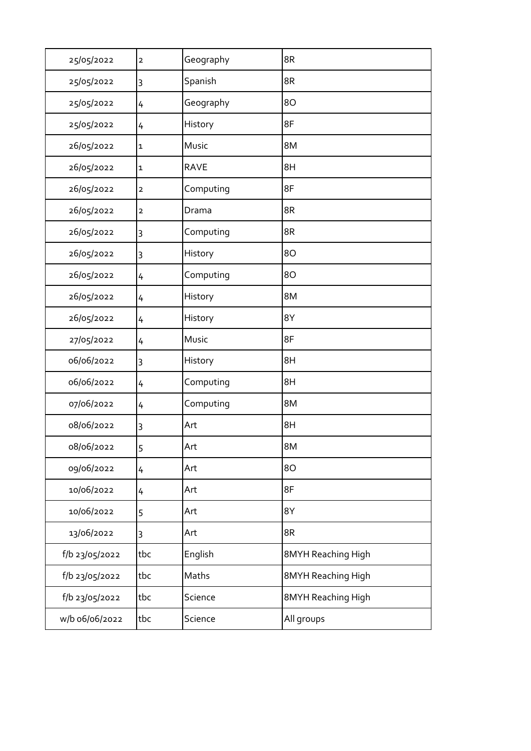| | | | |
|---|---|---|---|
| 25/05/2022 | 2 | Geography | 8R |
| 25/05/2022 | 3 | Spanish | 8R |
| 25/05/2022 | 4 | Geography | 8O |
| 25/05/2022 | 4 | History | 8F |
| 26/05/2022 | 1 | Music | 8M |
| 26/05/2022 | 1 | RAVE | 8H |
| 26/05/2022 | 2 | Computing | 8F |
| 26/05/2022 | 2 | Drama | 8R |
| 26/05/2022 | 3 | Computing | 8R |
| 26/05/2022 | 3 | History | 8O |
| 26/05/2022 | 4 | Computing | 8O |
| 26/05/2022 | 4 | History | 8M |
| 26/05/2022 | 4 | History | 8Y |
| 27/05/2022 | 4 | Music | 8F |
| 06/06/2022 | 3 | History | 8H |
| 06/06/2022 | 4 | Computing | 8H |
| 07/06/2022 | 4 | Computing | 8M |
| 08/06/2022 | 3 | Art | 8H |
| 08/06/2022 | 5 | Art | 8M |
| 09/06/2022 | 4 | Art | 8O |
| 10/06/2022 | 4 | Art | 8F |
| 10/06/2022 | 5 | Art | 8Y |
| 13/06/2022 | 3 | Art | 8R |
| f/b 23/05/2022 | tbc | English | 8MYH Reaching High |
| f/b 23/05/2022 | tbc | Maths | 8MYH Reaching High |
| f/b 23/05/2022 | tbc | Science | 8MYH Reaching High |
| w/b 06/06/2022 | tbc | Science | All groups |